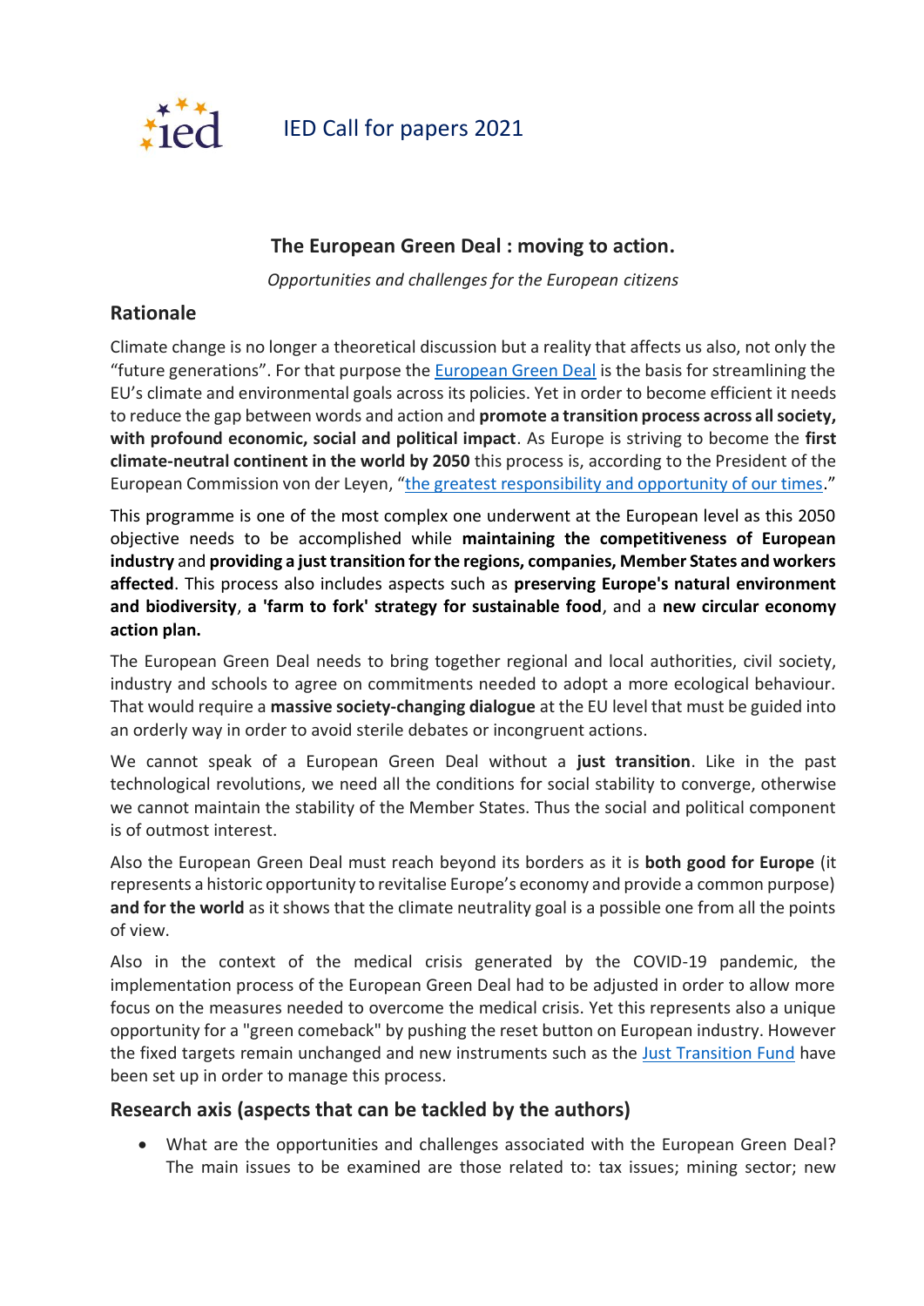# IED Call for papers 2021

## The European Green Deal : moving to action.

*Opportunities and challenges for the European citizens*

## Rationale

Climate change is no longer a theoretical discussion but a reality that affects us also, not only the "future generations". For that purpose the European Green Deal is the basis for streamlining the EU's climate and environmental goals across its policies. Yet in order to become efficient it needs to reduce the gap between words and action and **promote a transition process across all society, with profound economic, social and political impact**. As Europe is striving to become the **first climate-neutral continent in the world by 2050** this process is, according to the President of the European Commission von der Leyen, "the greatest responsibility and opportunity of our times."

This programme is one of the most complex one underwent at the European level as this 2050 objective needs to be accomplished while **maintaining the competitiveness of European industry** and **providing a just transition for the regions, companies, Member States and workers affected**. This process also includes aspects such as **preserving Europe's natural environment and biodiversity**, **a 'farm to fork' strategy for sustainable food**, and a **new circular economy action plan.**

The European Green Deal needs to bring together regional and local authorities, civil society, industry and schools to agree on commitments needed to adopt a more ecological behaviour. That would require a **massive society-changing dialogue** at the EU level that must be guided into an orderly way in order to avoid sterile debates or incongruent actions.

We cannot speak of a European Green Deal without a **just transition**. Like in the past technological revolutions, we need all the conditions for social stability to converge, otherwise we cannot maintain the stability of the Member States. Thus the social and political component is of outmost interest.

Also the European Green Deal must reach beyond its borders as it is **both good for Europe** (it represents a historic opportunity to revitalise Europe's economy and provide a common purpose) **and for the world** as it shows that the climate neutrality goal is a possible one from all the points of view.

Also in the context of the medical crisis generated by the COVID-19 pandemic, the implementation process of the European Green Deal had to be adjusted in order to allow more focus on the measures needed to overcome the medical crisis. Yet this represents also a unique opportunity for a "green comeback" by pushing the reset button on European industry. However the fixed targets remain unchanged and new instruments such as the Just Transition Fund have been set up in order to manage this process.

## Research axis (aspects that can be tackled by the authors)

- What are the opportunities and challenges associated with the European Green Deal? The main issues to be examined are those related to: tax issues; mining sector; new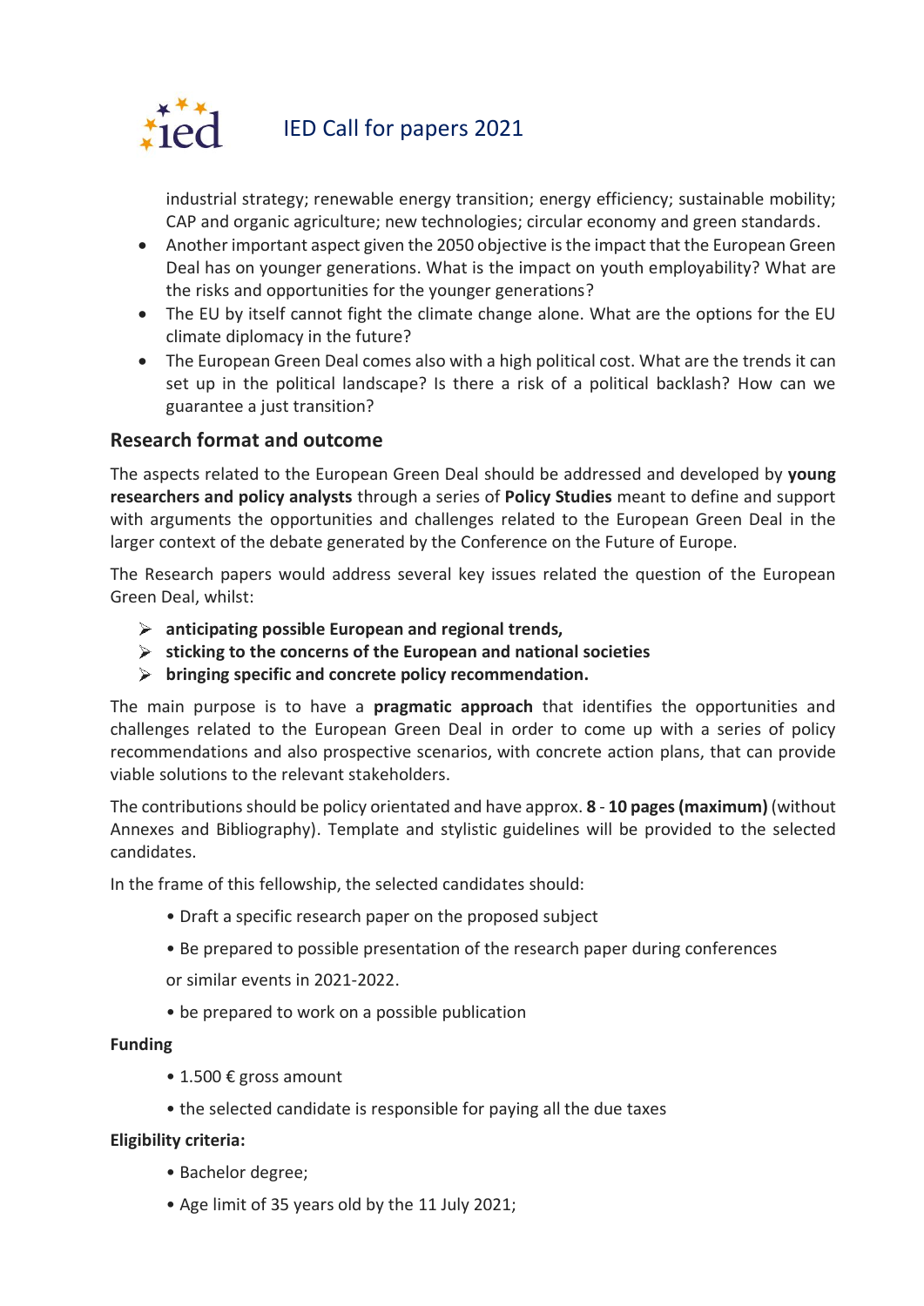industrial strategy; renewable energy transition; energy efficiency; sustainable mobility; CAP and organic agriculture; new technologies; circular economy and green standards.

- Another important aspect given the 2050 objective is the impact that the European Green Deal has on younger generations. What is the impact on youth employability? What are the risks and opportunities for the younger generations?
- The EU by itself cannot fight the climate change alone. What are the options for the EU climate diplomacy in the future?
- The European Green Deal comes also with a high political cost. What are the trends it can set up in the political landscape? Is there a risk of a political backlash? How can we guarantee a just transition?

## Research format and outcome

The aspects related to the European Green Deal should be addressed and developed by **young researchers and policy analysts** through a series of **Policy Studies** meant to define and support with arguments the opportunities and challenges related to the European Green Deal in the larger context of the debate generated by the Conference on the Future of Europe.

The Research papers would address several key issues related the question of the European Green Deal, whilst:

- **anticipating possible European and regional trends,**
- **sticking to the concerns of the European and national societies**
- **bringing specific and concrete policy recommendation.**

The main purpose is to have a **pragmatic approach** that identifies the opportunities and challenges related to the European Green Deal in order to come up with a series of policy recommendations and also prospective scenarios, with concrete action plans, that can provide viable solutions to the relevant stakeholders.

The contributions should be policy orientated and have approx. **8** - **10 pages (maximum)** (without Annexes and Bibliography). Template and stylistic guidelines will be provided to the selected candidates.

In the frame of this fellowship, the selected candidates should:

- Draft a specific research paper on the proposed subject
- Be prepared to possible presentation of the research paper during conferences or similar events in 2021-2022.
- be prepared to work on a possible publication

**Funding**

- 1.500 € gross amount
- the selected candidate is responsible for paying all the due taxes

**Eligibility criteria:**

- Bachelor degree;
- Age limit of 35 years old by the 11 July 2021;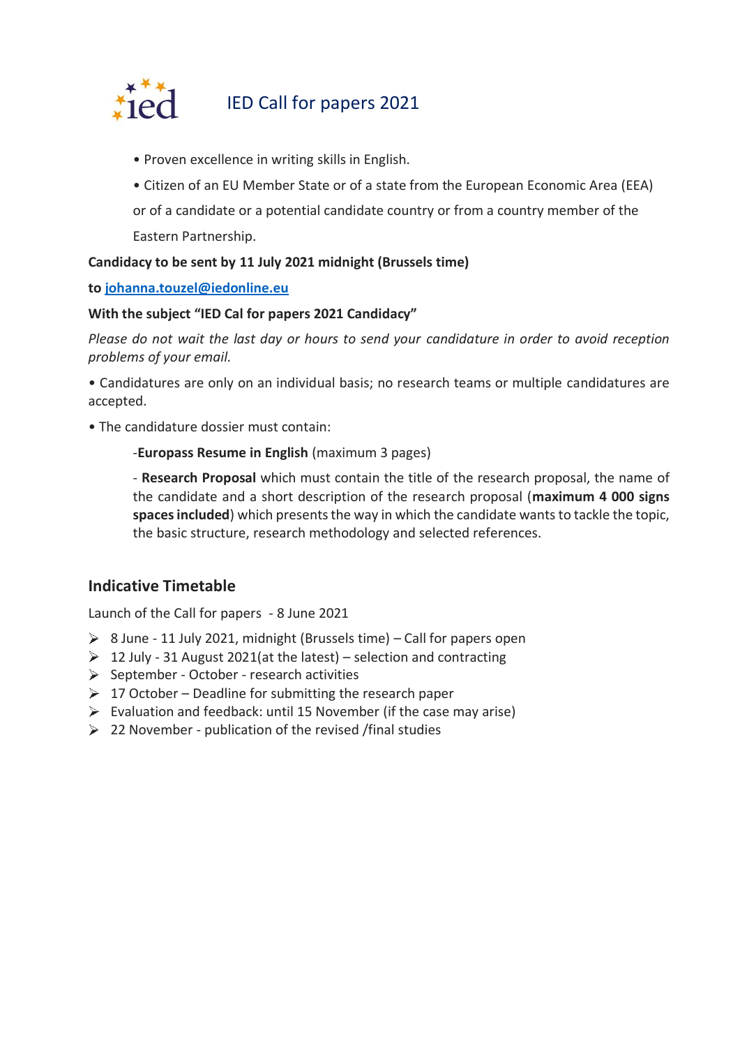- Proven excellence in writing skills in English.
- Citizen of an EU Member State or of a state from the European Economic Area (EEA) or of a candidate or a potential candidate country or from a country member of the Eastern Partnership.

**Candidacy to be sent by 11 July 2021 midnight (Brussels time)**

**to johanna.touzel@iedonline.eu**

**With the subject "IED Cal for papers 2021 Candidacy"**

*Please do not wait the last day or hours to send your candidature in order to avoid reception problems of your email.*

- Candidatures are only on an individual basis; no research teams or multiple candidatures are accepted.
- The candidature dossier must contain:

  -**Europass Resume in English** (maximum 3 pages)

  - **Research Proposal** which must contain the title of the research proposal, the name of the candidate and a short description of the research proposal (**maximum 4 000 signs spaces included**) which presents the way in which the candidate wants to tackle the topic, the basic structure, research methodology and selected references.

## Indicative Timetable

Launch of the Call for papers - 8 June 2021

- 8 June - 11 July 2021, midnight (Brussels time) – Call for papers open
- 12 July - 31 August 2021(at the latest) – selection and contracting
- September - October - research activities
- 17 October – Deadline for submitting the research paper
- Evaluation and feedback: until 15 November (if the case may arise)
- 22 November - publication of the revised /final studies